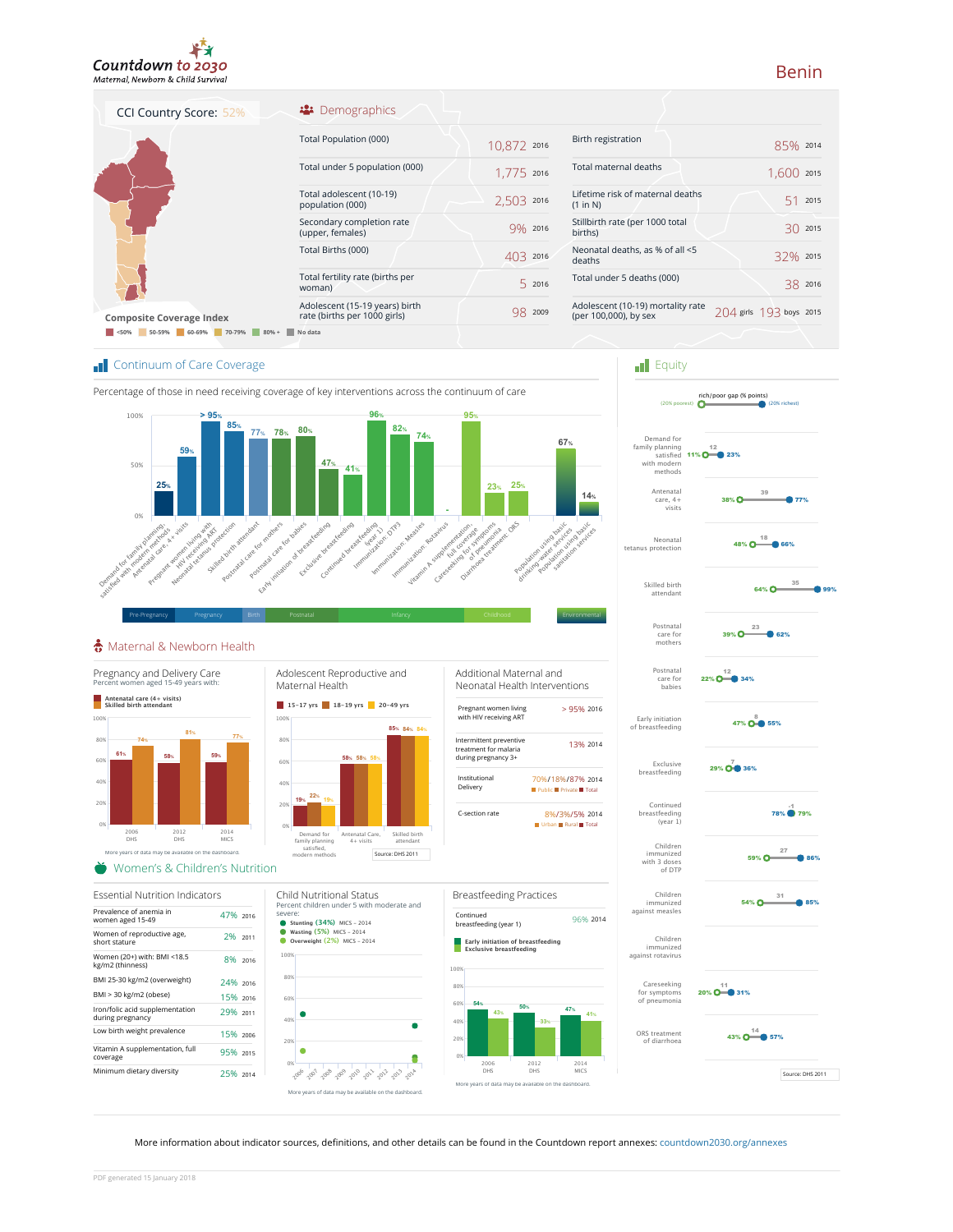# Countdown to 2030

*Maternal, Newborn & Child Survival*

# Benin

CCI Country Score: 52%

**Composite Coverage Index**

<50% | 50-59% | 60-69% | 70-79% | 80% + | No data

## Demographics

| Indicator | Value | Year | Indicator | Value | Year |
|---|---|---|---|---|---|
| Total Population (000) | 10,872 | 2016 | Birth registration | 85% | 2014 |
| Total under 5 population (000) | 1,775 | 2016 | Total maternal deaths | 1,600 | 2015 |
| Total adolescent (10-19) population (000) | 2,503 | 2016 | Lifetime risk of maternal deaths (1 in N) | 51 | 2015 |
| Secondary completion rate (upper, females) | 9% | 2016 | Stillbirth rate (per 1000 total births) | 30 | 2015 |
| Total Births (000) | 403 | 2016 | Neonatal deaths, as % of all <5 deaths | 32% | 2015 |
| Total fertility rate (births per woman) | 5 | 2016 | Total under 5 deaths (000) | 38 | 2016 |
| Adolescent (15-19 years) birth rate (births per 1000 girls) | 98 | 2009 | Adolescent (10-19) mortality rate (per 100,000), by sex | 204 girls 193 boys | 2015 |

## Continuum of Care Coverage

Percentage of those in need receiving coverage of key interventions across the continuum of care

| Stage | Intervention | Coverage |
|---|---|---|
| Pre-Pregnancy | Demand for family planning satisfied with modern methods | 25% |
| Pregnancy | Antenatal care, 4+ visits | 59% |
| Pregnancy | Pregnant women living with HIV receiving ART | > 95% |
| Pregnancy | Neonatal tetanus protection | 85% |
| Birth | Skilled birth attendant | 77% |
| Postnatal | Postnatal care for mothers | 78% |
| Postnatal | Postnatal care for babies | 80% |
| Infancy | Early initiation of breastfeeding | 47% |
| Infancy | Exclusive breastfeeding | 41% |
| Infancy | Continued breastfeeding (year 1) | 96% |
| Infancy | Immunization: DTP3 | 82% |
| Infancy | Immunization: Measles | 74% |
| Infancy | Immunization: Rotavirus | - |
| Childhood | Vitamin A supplementation, full coverage | 95% |
| Childhood | Careseeking for symptoms of pneumonia | 23% |
| Childhood | Diarrhoea treatment: ORS | 25% |
| Environmental | Population using basic drinking water services | 67% |
| Environmental | Population using basic sanitation services | 14% |

## Equity

rich/poor gap (% points) — (20% poorest) / (20% richest)

| Indicator | 20% poorest | Gap | 20% richest |
|---|---|---|---|
| Demand for family planning satisfied with modern methods | 11% | 12 | 23% |
| Antenatal care, 4+ visits | 38% | 39 | 77% |
| Neonatal tetanus protection | 48% | 18 | 66% |
| Skilled birth attendant | 64% | 35 | 99% |
| Postnatal care for mothers | 39% | 23 | 62% |
| Postnatal care for babies | 22% | 12 | 34% |
| Early initiation of breastfeeding | 47% | 8 | 55% |
| Exclusive breastfeeding | 29% | 7 | 36% |
| Continued breastfeeding (year 1) | 78% | -1 | 79% |
| Children immunized with 3 doses of DTP | 59% | 27 | 86% |
| Children immunized against measles | 54% | 31 | 85% |
| Children immunized against rotavirus | | | |
| Careseeking for symptoms of pneumonia | 20% | 11 | 31% |
| ORS treatment of diarrhoea | 43% | 14 | 57% |

Source: DHS 2011

## Maternal & Newborn Health

### Pregnancy and Delivery Care

Percent women aged 15-49 years with:

| Year | Antenatal care (4+ visits) | Skilled birth attendant |
|---|---|---|
| 2006 DHS | 61% | 74% |
| 2012 DHS | 58% | 81% |
| 2014 MICS | 59% | 77% |

More years of data may be available on the dashboard.

### Adolescent Reproductive and Maternal Health

| Indicator | 15-17 yrs | 18-19 yrs | 20-49 yrs |
|---|---|---|---|
| Demand for family planning satisfied, modern methods | 19% | 22% | 19% |
| Antenatal Care, 4+ visits | 58% | 58% | 58% |
| Skilled birth attendant | 85% | 84% | 84% |

Source: DHS 2011

### Additional Maternal and Neonatal Health Interventions

| Indicator | Value | Year |
|---|---|---|
| Pregnant women living with HIV receiving ART | > 95% | 2016 |
| Intermittent preventive treatment for malaria during pregnancy 3+ | 13% | 2014 |
| Institutional Delivery (Public / Private / Total) | 70%/18%/87% | 2014 |
| C-section rate (Urban / Rural / Total) | 8%/3%/5% | 2014 |

## Women's & Children's Nutrition

### Essential Nutrition Indicators

| Indicator | Value | Year |
|---|---|---|
| Prevalence of anemia in women aged 15-49 | 47% | 2016 |
| Women of reproductive age, short stature | 2% | 2011 |
| Women (20+) with: BMI <18.5 kg/m2 (thinness) | 8% | 2016 |
| BMI 25-30 kg/m2 (overweight) | 24% | 2016 |
| BMI > 30 kg/m2 (obese) | 15% | 2016 |
| Iron/folic acid supplementation during pregnancy | 29% | 2011 |
| Low birth weight prevalence | 15% | 2006 |
| Vitamin A supplementation, full coverage | 95% | 2015 |
| Minimum dietary diversity | 25% | 2014 |

### Child Nutritional Status

Percent children under 5 with moderate and severe:

- Stunting (34%) MICS – 2014
- Wasting (5%) MICS – 2014
- Overweight (2%) MICS – 2014

More years of data may be available on the dashboard.

### Breastfeeding Practices

Continued breastfeeding (year 1): 96% 2014

| Year | Early initiation of breastfeeding | Exclusive breastfeeding |
|---|---|---|
| 2006 DHS | 54% | 43% |
| 2012 DHS | 50% | 33% |
| 2014 MICS | 47% | 41% |

More years of data may be available on the dashboard.

More information about indicator sources, definitions, and other details can be found in the Countdown report annexes: countdown2030.org/annexes

PDF generated 15 January 2018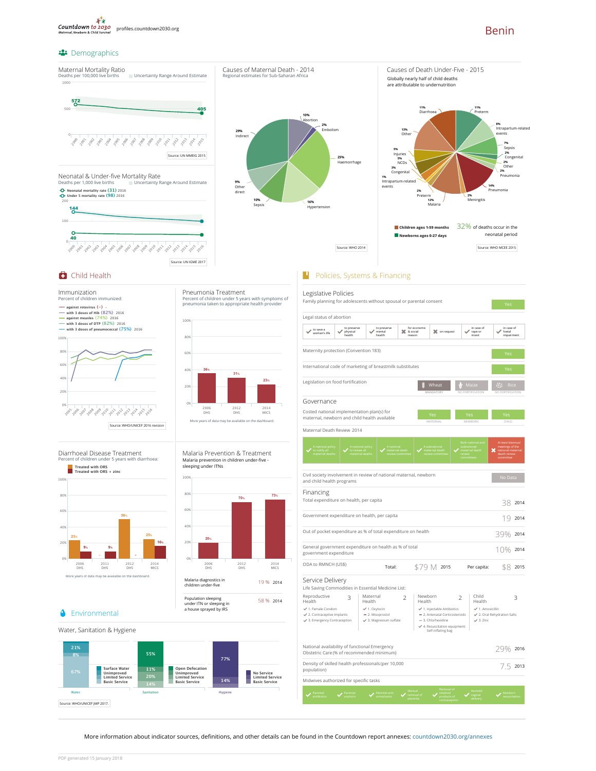Countdown to 2030 — Maternal, Newborn & Child Survival — profiles.countdown2030.org

# Benin

## Demographics

### Maternal Mortality Ratio
Deaths per 100,000 live births
Uncertainty Range Around Estimate

1000
500
0
572
405
2000 2001 2002 2003 2004 2005 2006 2007 2008 2009 2010 2011 2012 2013 2014 2015

Source: UN MMEIG 2015

### Causes of Maternal Death - 2014
Regional estimates for Sub-Saharan Africa

10% Abortion
2% Embolism
25% Haemorrhage
16% Hypertension
10% Sepsis
9% Other direct
29% Indirect

Source: WHO 2014

### Causes of Death Under-Five - 2015
Globally nearly half of child deaths are attributable to undernutrition

11% Diarrhoea
11% Preterm
8% Intrapartum-related events
7% Sepsis
2% Congenital
2% Other
2% Pneumonia
14% Pneumonia
2% Meningitis
12% Malaria
2% Preterm
1% Intrapartum-related events
3% Congenital
5% NCDs
5% Injuries
13% Other

Children ages 1-59 months
Newborns ages 0-27 days

32% of deaths occur in the neonatal period

Source: WHO MCEE 2015

### Neonatal & Under-five Mortality Rate
Deaths per 1,000 live births
Uncertainty Range Around Estimate

Neonatal mortality rate (31) 2016
Under 5 mortality rate (98) 2016

200
100
0
144
40
2000 2001 2002 2003 2004 2005 2006 2007 2008 2009 2010 2011 2012 2013 2014 2015 2016

Source: UN IGME 2017

## Child Health

### Immunization
Percent of children immunized:

against rotavirus (–) -
with 3 doses of Hib (82%) 2016
against measles (74%) 2016
with 3 doses of DTP (82%) 2016
with 3 doses of pneumococcal (75%) 2016

100% 80% 60% 40% 20% 0%
2005 2006 2007 2008 2009 2010 2011 2012 2013 2014 2015 2016

Source: WHO/UNICEF 2016 revision

### Pneumonia Treatment
Percent of children under 5 years with symptoms of pneumonia taken to appropriate health provider

100% 80% 60% 40% 20% 0%
36% 31% 23%
2006 DHS 2012 DHS 2014 MICS

More years of data may be available on the dashboard.

### Diarrhoeal Disease Treatment
Percent of children under 5 years with diarrhoea:

Treated with ORS
Treated with ORS + zinc

100% 80% 60% 40% 20% 0%
23% 9% - 9% 50% - 25% 16%
2006 DHS 2011 DHS 2012 DHS 2014 MICS

More years of data may be available on the dashboard.

### Malaria Prevention & Treatment
Malaria prevention in children under-five - sleeping under ITNs

100% 80% 60% 40% 20% 0%
20% 70% 73%
2006 DHS 2012 DHS 2014 MICS

| | | |
|---|---|---|
| Malaria diagnostics in children under-five | 19 % | 2014 |
| Population sleeping under ITN or sleeping in a house sprayed by IRS | 58 % | 2014 |

## Environmental

### Water, Sanitation & Hygiene

Water: 21%, 8%, 67%
Surface Water / Unimproved / Limited Service / Basic Service

Sanitation: 55%, 11%, 20%, 14%
Open Defecation / Unimproved / Limited Service / Basic Service

Hygiene: 77%, 14%
No Service / Limited Service / Basic Service

Source: WHO/UNICEF JMP 2017.

## Policies, Systems & Financing

### Legislative Policies

| | |
|---|---|
| Family planning for adolescents without spousal or parental consent | Yes |

Legal status of abortion

| to save a woman's life | to preserve physical health | to preserve mental health | for economic & social reason | on request | in case of rape or incest | in case of foetal impairment |
|---|---|---|---|---|---|---|
| ✓ | ✓ | ✓ | ✗ | ✗ | ✓ | ✓ |

| | |
|---|---|
| Maternity protection (Convention 183) | Yes |
| International code of marketing of breastmilk substitutes | Yes |

Legislation on food fortification

| Wheat | Maize | Rice |
|---|---|---|
| MANDATORY | NO FORTIFICATION | NO FORTIFICATION |

### Governance

| | Maternal | Newborn | Child |
|---|---|---|---|
| Costed national implementation plan(s) for maternal, newborn and child health available | Yes | Yes | Yes |

Maternal Death Review 2014

| A national policy to notify all maternal deaths | A national policy to review all maternal deaths | A national maternal death review committee | A subnational maternal death review committee | Both national and subnational maternal death review committees | At least biannual meetings of the national maternal death review committee |
|---|---|---|---|---|---|
| ✓ | ✓ | ✓ | ✓ | ✓ | ✗ |

| | |
|---|---|
| Civil society involvement in review of national maternal, newborn and child health programs | No Data |

### Financing

| | | |
|---|---|---|
| Total expenditure on health, per capita | 38 | 2014 |
| Government expenditure on health, per capita | 19 | 2014 |
| Out of pocket expenditure as % of total expenditure on health | 39% | 2014 |
| General government expenditure on health as % of total government expenditure | 10% | 2014 |

ODA to RMNCH (US$) — Total: $79 M 2015 — Per capita: $8 2015

### Service Delivery
Life Saving Commodities in Essential Medicine List:

**Reproductive Health** 3
- ✓ 1. Female Condom
- ✓ 2. Contraceptive Implants
- ✓ 3. Emergency Contraception

**Maternal Health** 2
- ✓ 1. Oxytocin
- – 2. Misoprostol
- ✓ 3. Magnesium sulfate

**Newborn Health** 2
- ✓ 1. Injectable Antibiotics
- – 2. Antenatal Corticosteroids
- – 3. Chlorhexidine
- ✓ 4. Resuscitation equipment: Self-inflating bag

**Child Health** 3
- ✓ 1. Amoxicillin
- ✓ 2. Oral Rehydration Salts
- ✓ 3. Zinc

| | | |
|---|---|---|
| National availability of functional Emergency Obstetric Care (% of recommended minimum) | 29% | 2016 |
| Density of skilled health professionals (per 10,000 population) | 7.5 | 2013 |

Midwives authorized for specific tasks

| Parental antibiotics | Parental oxytocin | Parental anti-convulsants | Manual removal of placenta | Removal of retained products of contraception | Assisted vaginal delivery | Newborn resuscitation |
|---|---|---|---|---|---|---|
| ✓ | ✓ | ✓ | ✓ | ✓ | ✓ | ✓ |

More information about indicator sources, definitions, and other details can be found in the Countdown report annexes: countdown2030.org/annexes

PDF generated 15 January 2018